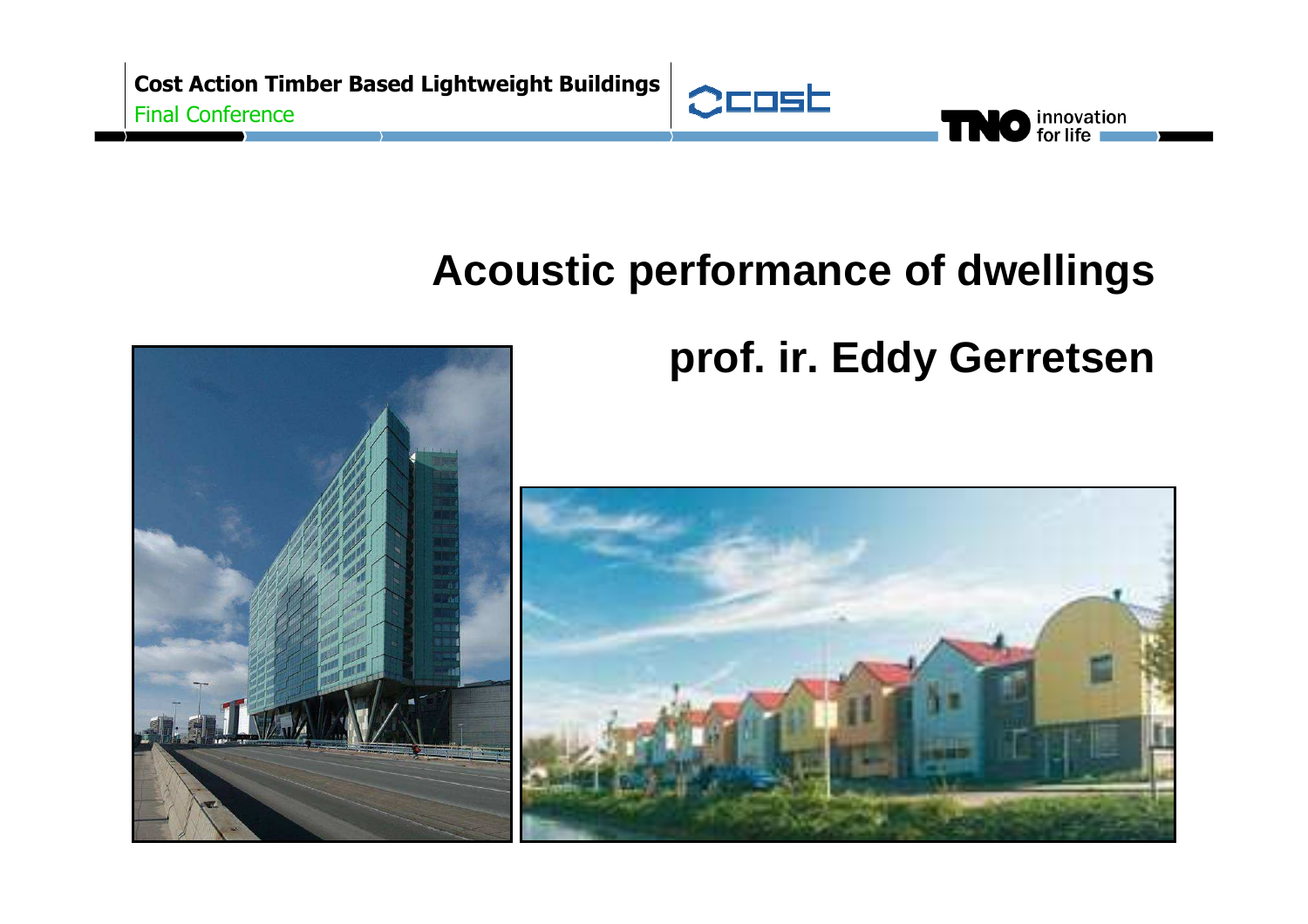Cost Action Timber Based Lightweight Buildings

Final Conference

# Acoustic performance of dwellings

## prof. ir. Eddy Gerretsen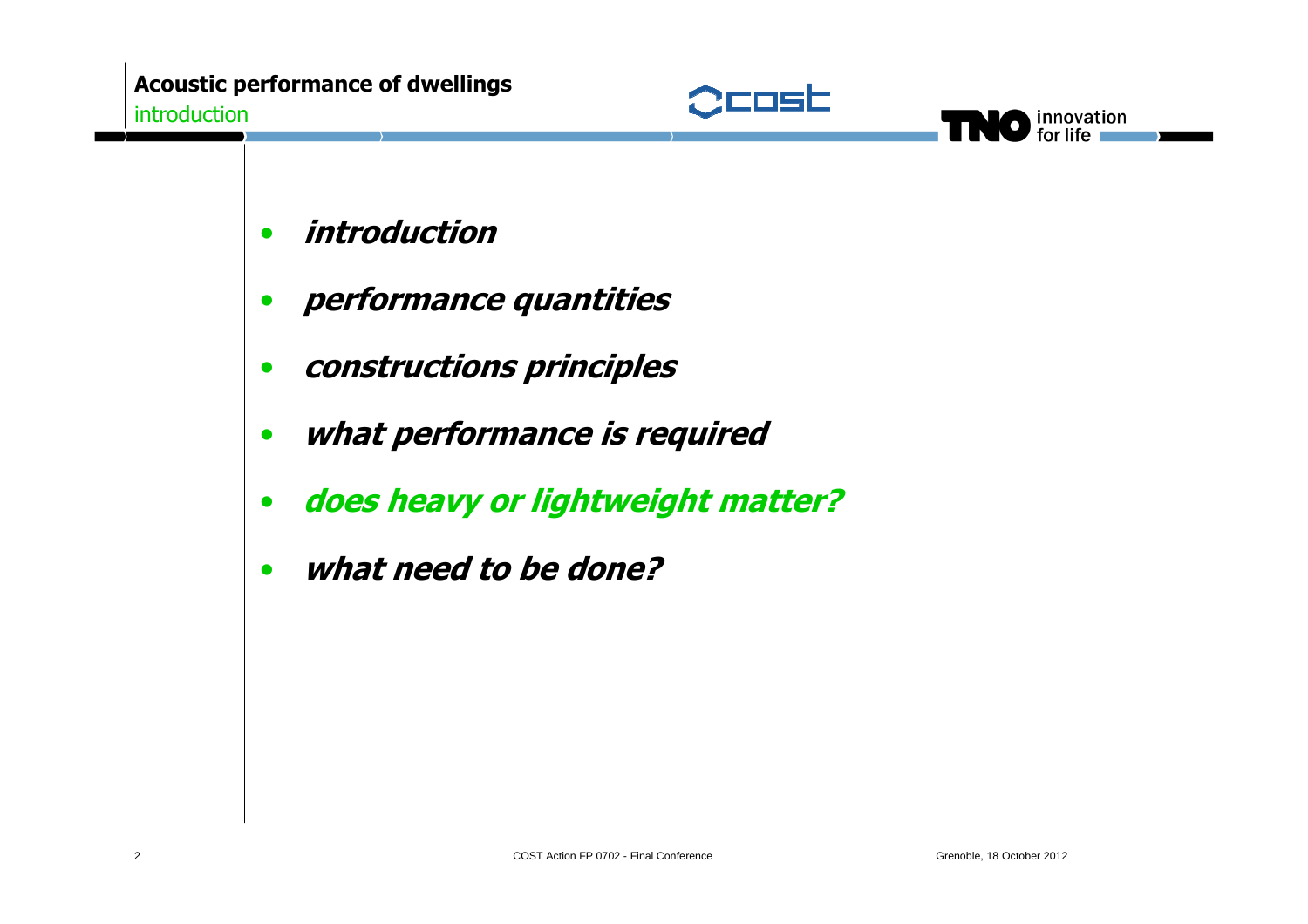- ***introduction***
- ***performance quantities***
- ***constructions principles***
- ***what performance is required***
- ***does heavy or lightweight matter?***
- ***what need to be done?***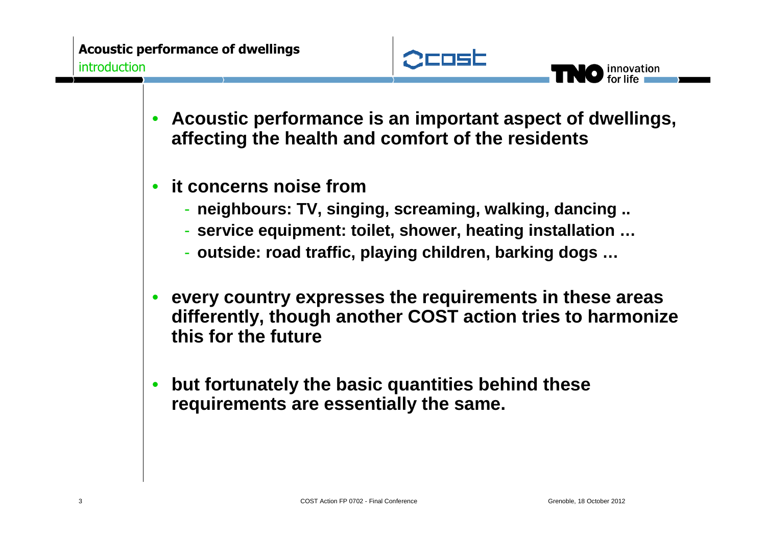## Acoustic performance of dwellings

introduction

- **Acoustic performance is an important aspect of dwellings, affecting the health and comfort of the residents**
- **it concerns noise from**
  - **neighbours: TV, singing, screaming, walking, dancing ..**
  - **service equipment: toilet, shower, heating installation …**
  - **outside: road traffic, playing children, barking dogs …**
- **every country expresses the requirements in these areas differently, though another COST action tries to harmonize this for the future**
- **but fortunately the basic quantities behind these requirements are essentially the same.**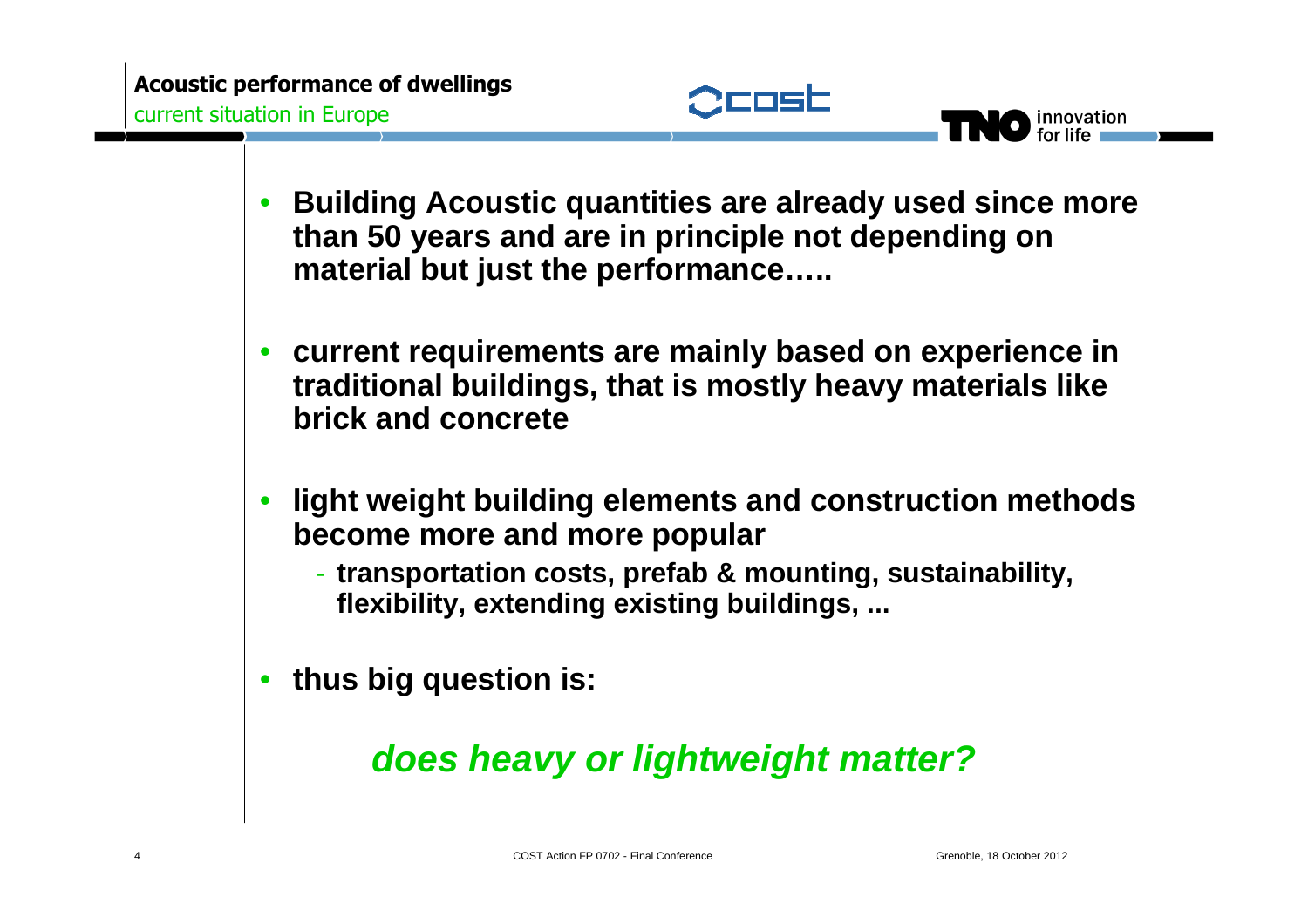## Acoustic performance of dwellings

current situation in Europe

- **Building Acoustic quantities are already used since more than 50 years and are in principle not depending on material but just the performance…..**
- **current requirements are mainly based on experience in traditional buildings, that is mostly heavy materials like brick and concrete**
- **light weight building elements and construction methods become more and more popular**
  - **transportation costs, prefab & mounting, sustainability, flexibility, extending existing buildings, ...**
- **thus big question is:**

***does heavy or lightweight matter?***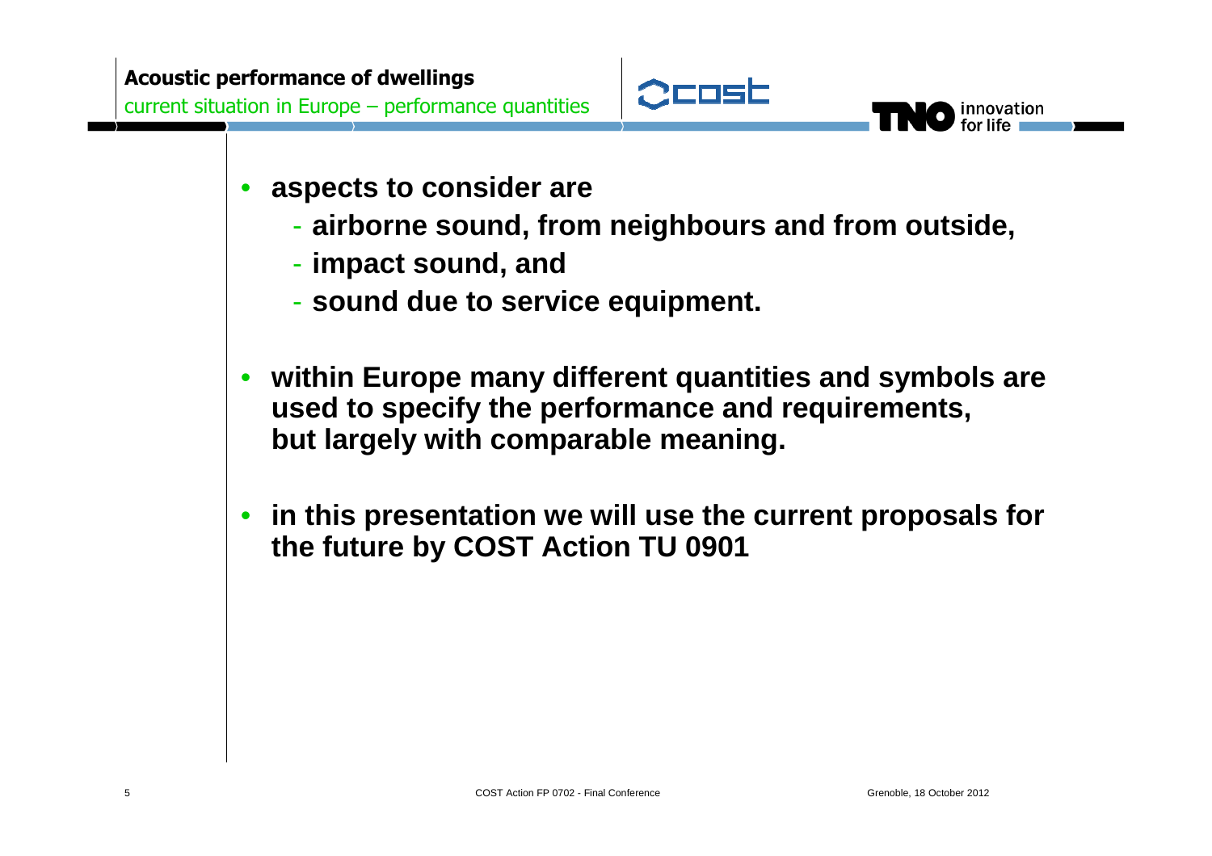## Acoustic performance of dwellings

current situation in Europe – performance quantities

- **aspects to consider are**
  - **airborne sound, from neighbours and from outside,**
  - **impact sound, and**
  - **sound due to service equipment.**

- **within Europe many different quantities and symbols are used to specify the performance and requirements, but largely with comparable meaning.**

- **in this presentation we will use the current proposals for the future by COST Action TU 0901**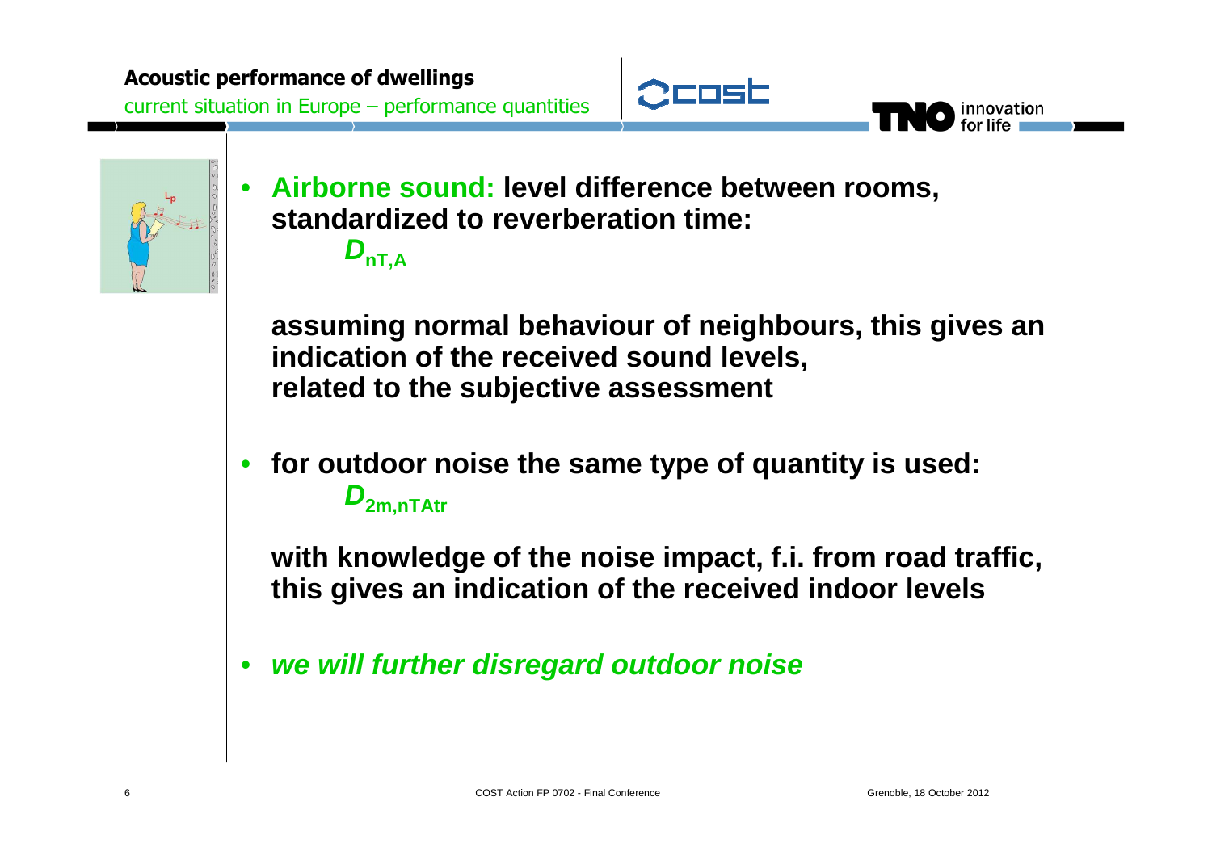## Acoustic performance of dwellings

current situation in Europe – performance quantities

- **Airborne sound: level difference between rooms, standardized to reverberation time:**

  $D_{nT,A}$

  **assuming normal behaviour of neighbours, this gives an indication of the received sound levels, related to the subjective assessment**

- **for outdoor noise the same type of quantity is used:**

  $D_{2m,nTAtr}$

  **with knowledge of the noise impact, f.i. from road traffic, this gives an indication of the received indoor levels**

- ***we will further disregard outdoor noise***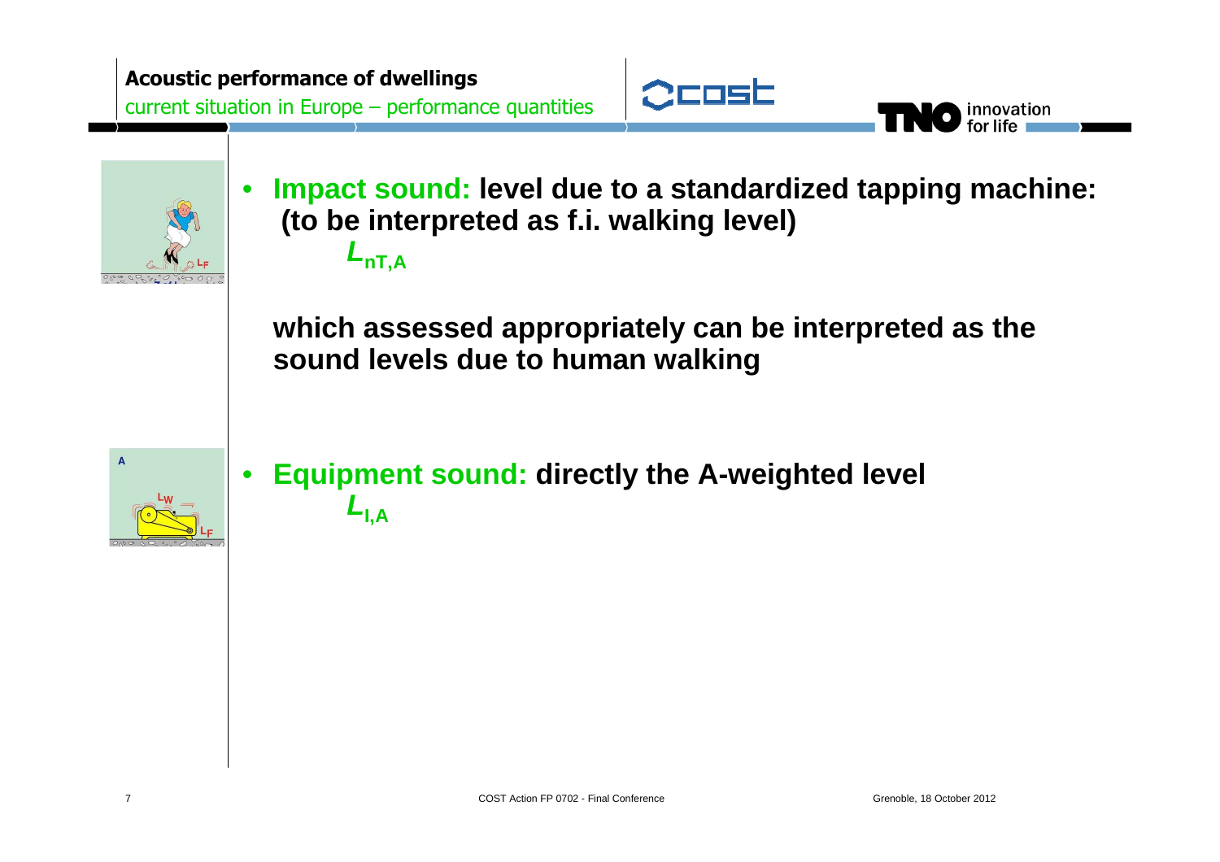## Acoustic performance of dwellings

current situation in Europe – performance quantities

- **Impact sound: level due to a standardized tapping machine: (to be interpreted as f.i. walking level)**

  $L_{nT,A}$

  **which assessed appropriately can be interpreted as the sound levels due to human walking**

- **Equipment sound: directly the A-weighted level**

  $L_{I,A}$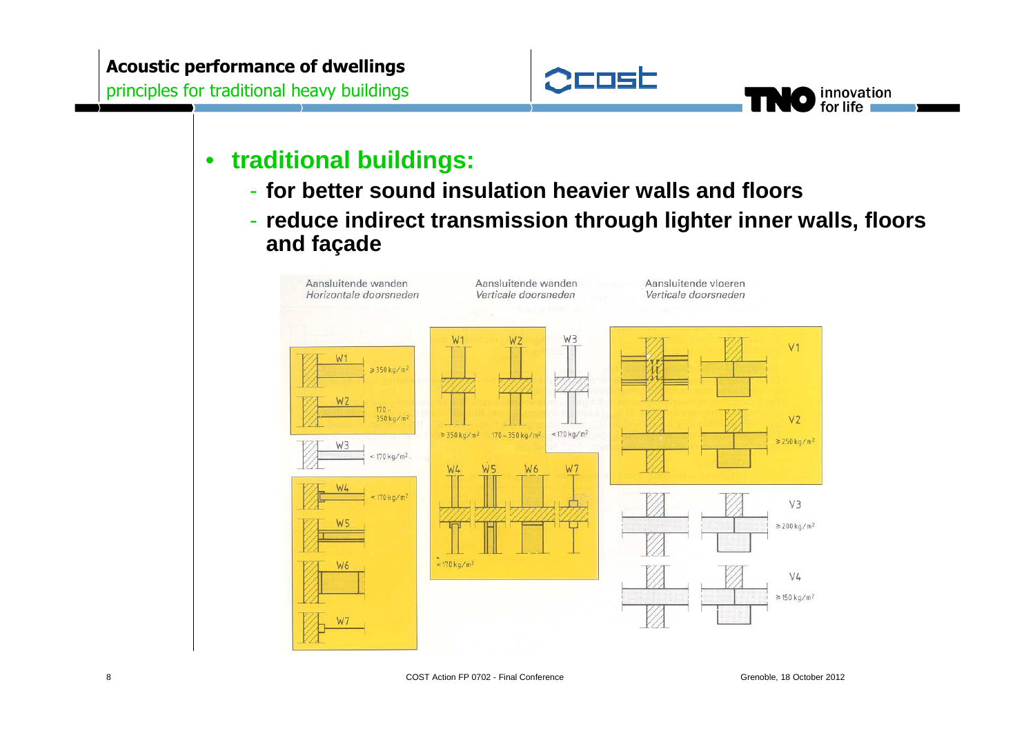## Acoustic performance of dwellings

principles for traditional heavy buildings

- **traditional buildings:**
  - **for better sound insulation heavier walls and floors**
  - **reduce indirect transmission through lighter inner walls, floors and façade**

Aansluitende wanden *Horizontale doorsneden*

Aansluitende wanden *Verticale doorsneden*

Aansluitende vloeren *Verticale doorsneden*

W1 ≥ 350 kg/m²

W2 170 - 350 kg/m²

W3 < 170 kg/m²

W4 < 170 kg/m²

W5

W6

W7

W1 W2 W3

≥ 350 kg/m² 170 – 350 kg/m² < 170 kg/m²

W4 W5 W6 W7

< 170 kg/m²

V1

V2 ≥ 250 kg/m²

V3 ≥ 200 kg/m²

V4 ≥ 150 kg/m²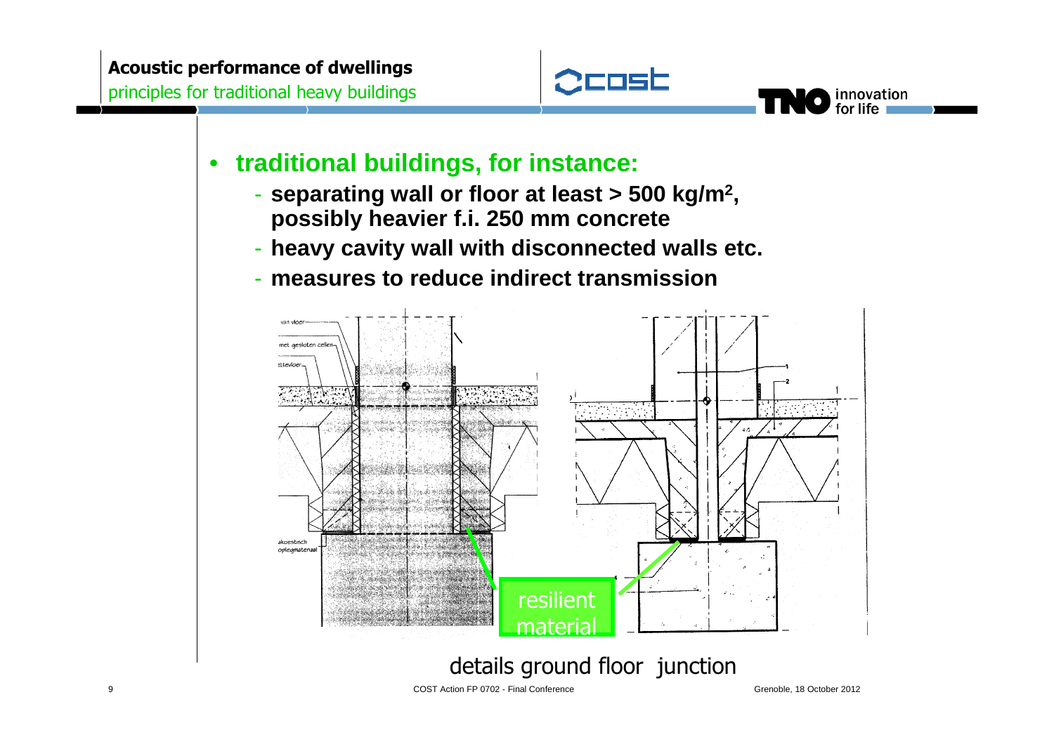- **traditional buildings, for instance:**
  - **separating wall or floor at least > 500 kg/m², possibly heavier f.i. 250 mm concrete**
  - **heavy cavity wall with disconnected walls etc.**
  - **measures to reduce indirect transmission**

resilient material

details ground floor junction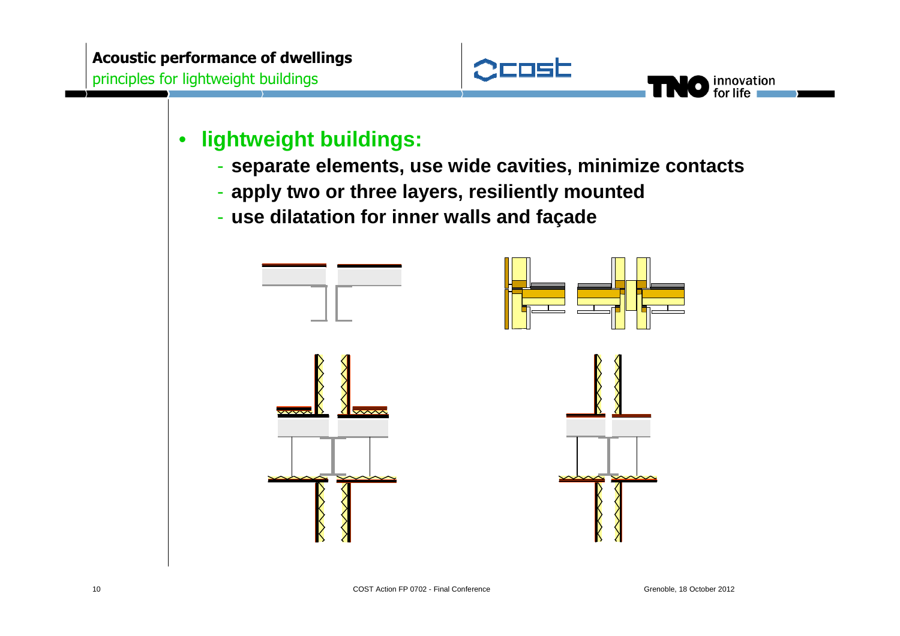- **lightweight buildings:**
  - **separate elements, use wide cavities, minimize contacts**
  - **apply two or three layers, resiliently mounted**
  - **use dilatation for inner walls and façade**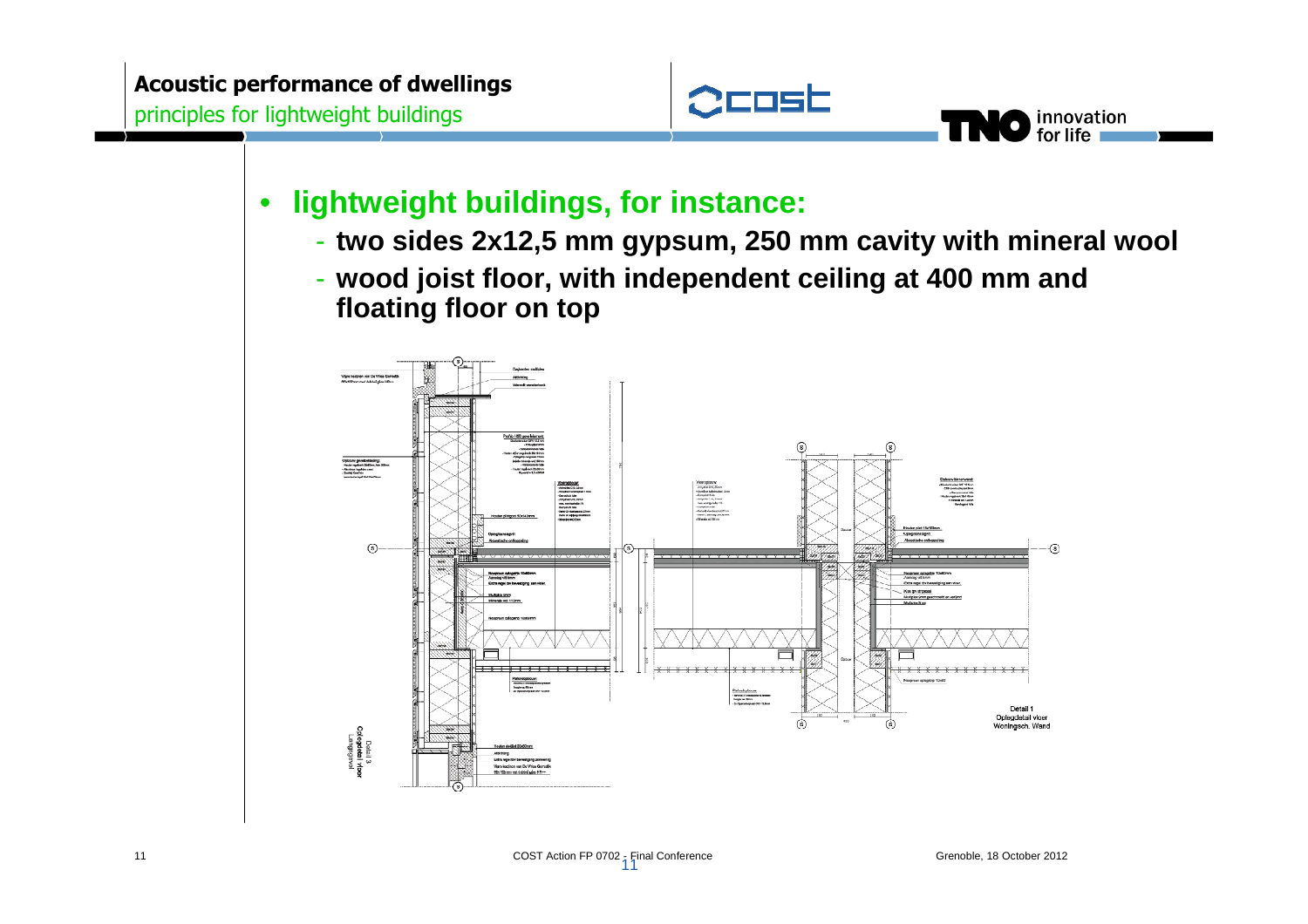- **lightweight buildings, for instance:**
  - **two sides 2x12,5 mm gypsum, 250 mm cavity with mineral wool**
  - **wood joist floor, with independent ceiling at 400 mm and floating floor on top**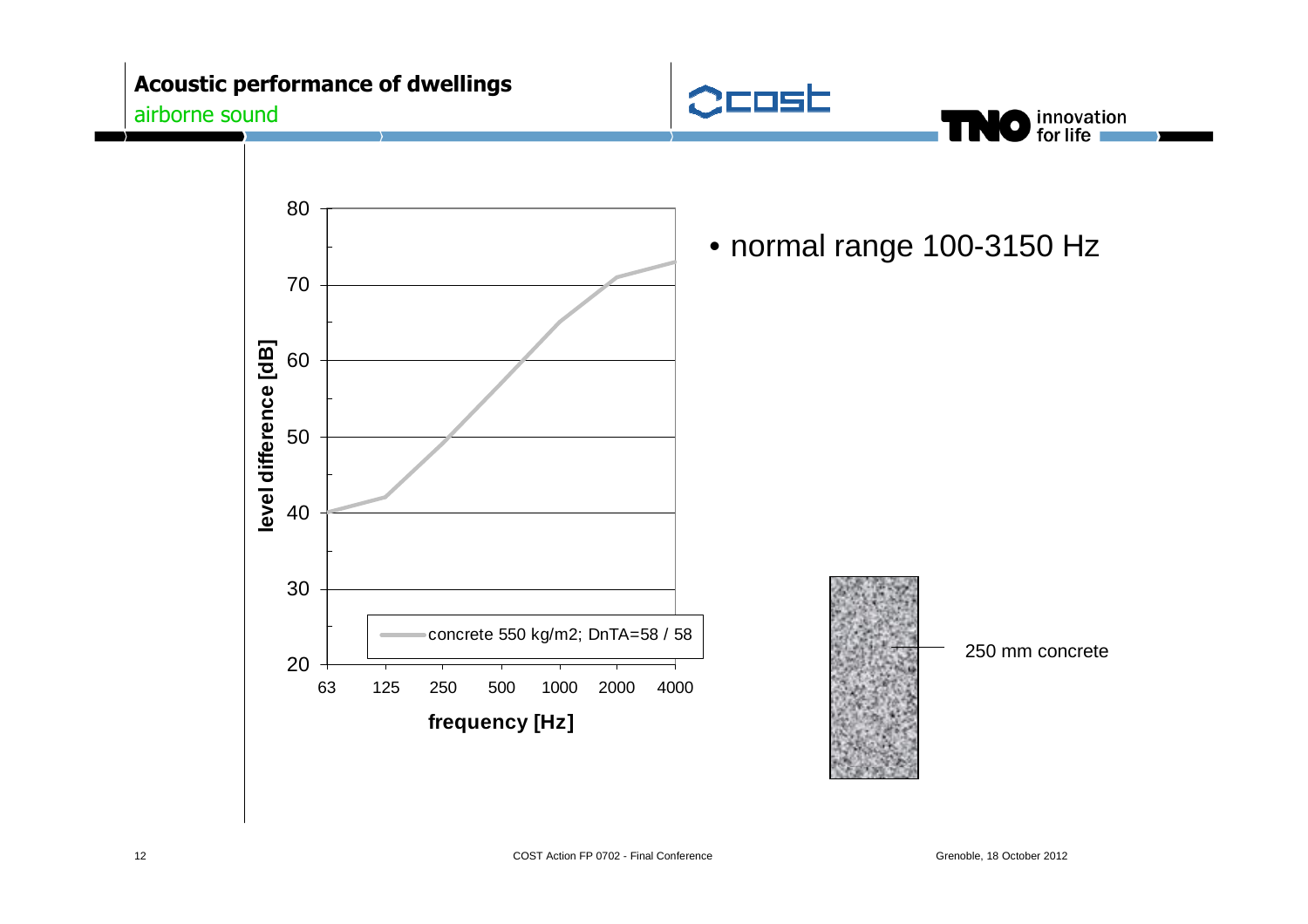## Acoustic performance of dwellings

airborne sound

- normal range 100-3150 Hz

level difference [dB]

frequency [Hz]

concrete 550 kg/m2; DnTA=58 / 58

250 mm concrete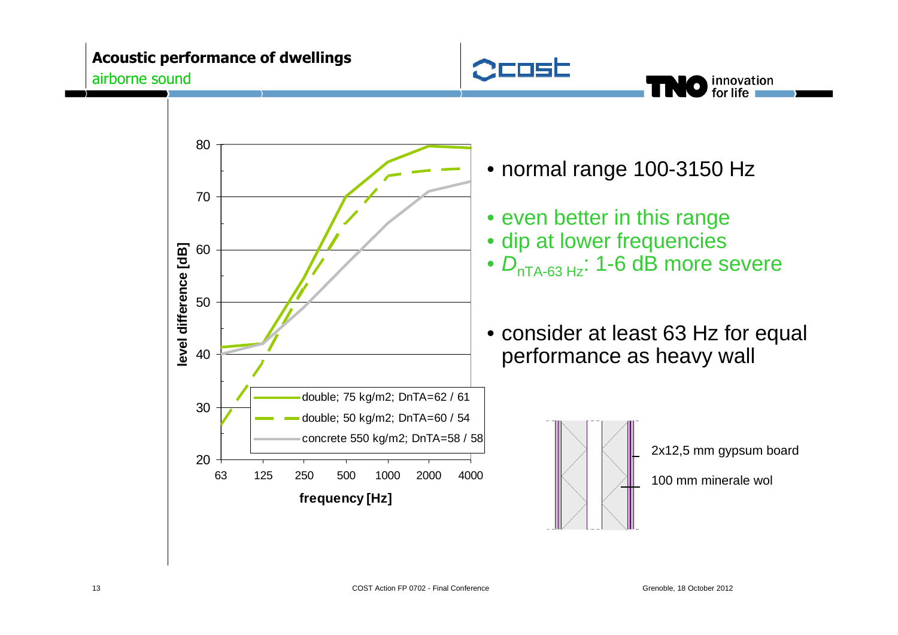## Acoustic performance of dwellings

airborne sound

- normal range 100-3150 Hz
- even better in this range
- dip at lower frequencies
- $D_{nTA\text{-}63\,Hz}$: 1-6 dB more severe
- consider at least 63 Hz for equal performance as heavy wall

Chart legend:
- double; 75 kg/m2; DnTA=62 / 61
- double; 50 kg/m2; DnTA=60 / 54
- concrete 550 kg/m2; DnTA=58 / 58

Axes: level difference [dB] (20–80); frequency [Hz] (63, 125, 250, 500, 1000, 2000, 4000)

Wall construction:
- 2x12,5 mm gypsum board
- 100 mm minerale wol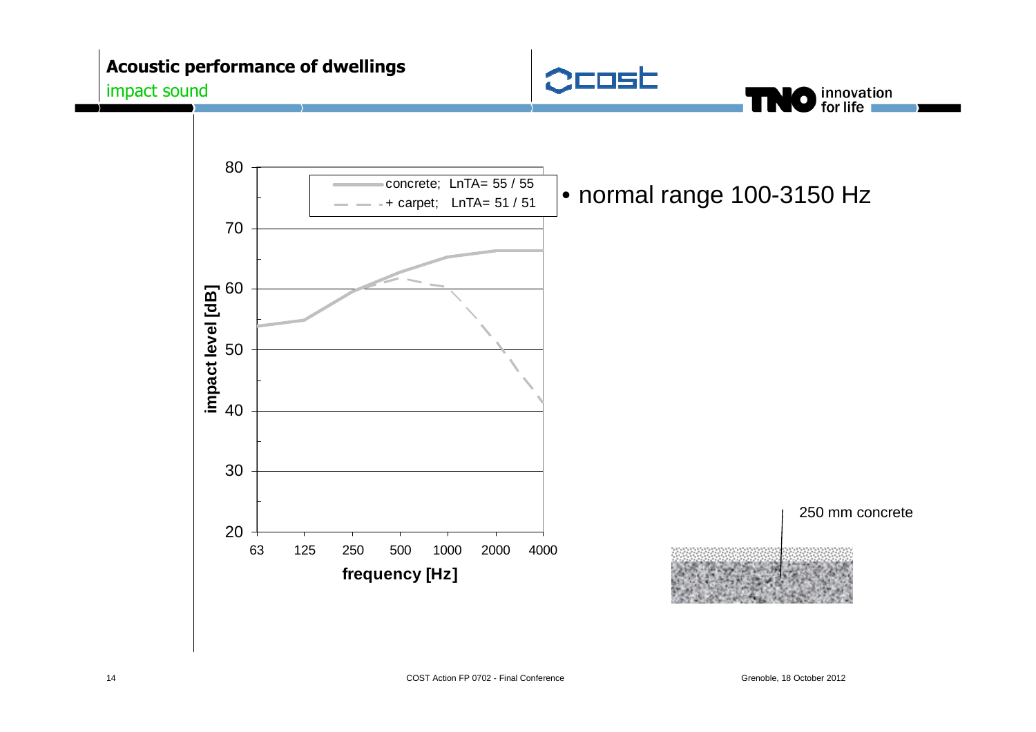**Acoustic performance of dwellings**

impact sound

| | 63 | 125 | 250 | 500 | 1000 | 2000 | 4000 |
|---|---|---|---|---|---|---|---|
| concrete; LnTA= 55 / 55 | | | | | | | |
| + carpet; LnTA= 51 / 51 | | | | | | | |

impact level [dB]

frequency [Hz]

- normal range 100-3150 Hz

250 mm concrete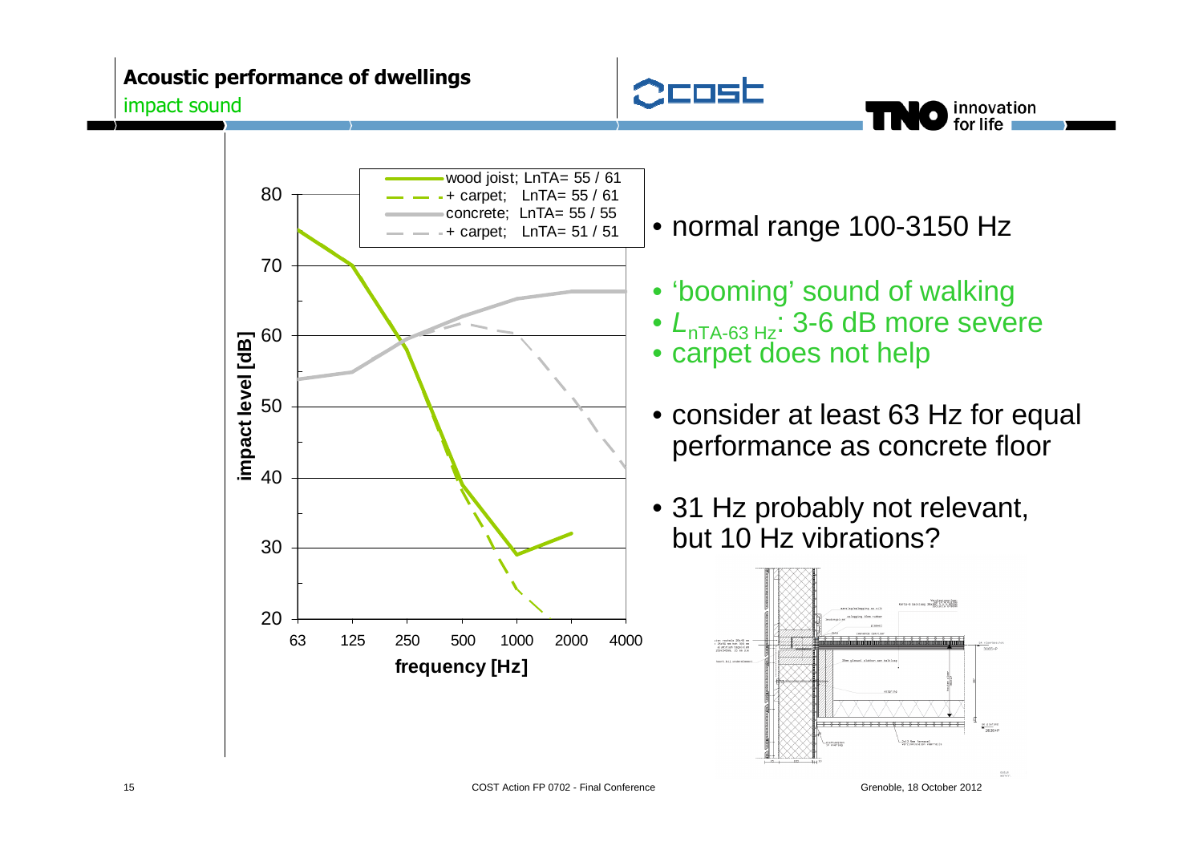## Acoustic performance of dwellings

impact sound

- normal range 100-3150 Hz
- 'booming' sound of walking
- $L_{nTA\text{-}63\ Hz}$: 3-6 dB more severe
- carpet does not help
- consider at least 63 Hz for equal performance as concrete floor
- 31 Hz probably not relevant, but 10 Hz vibrations?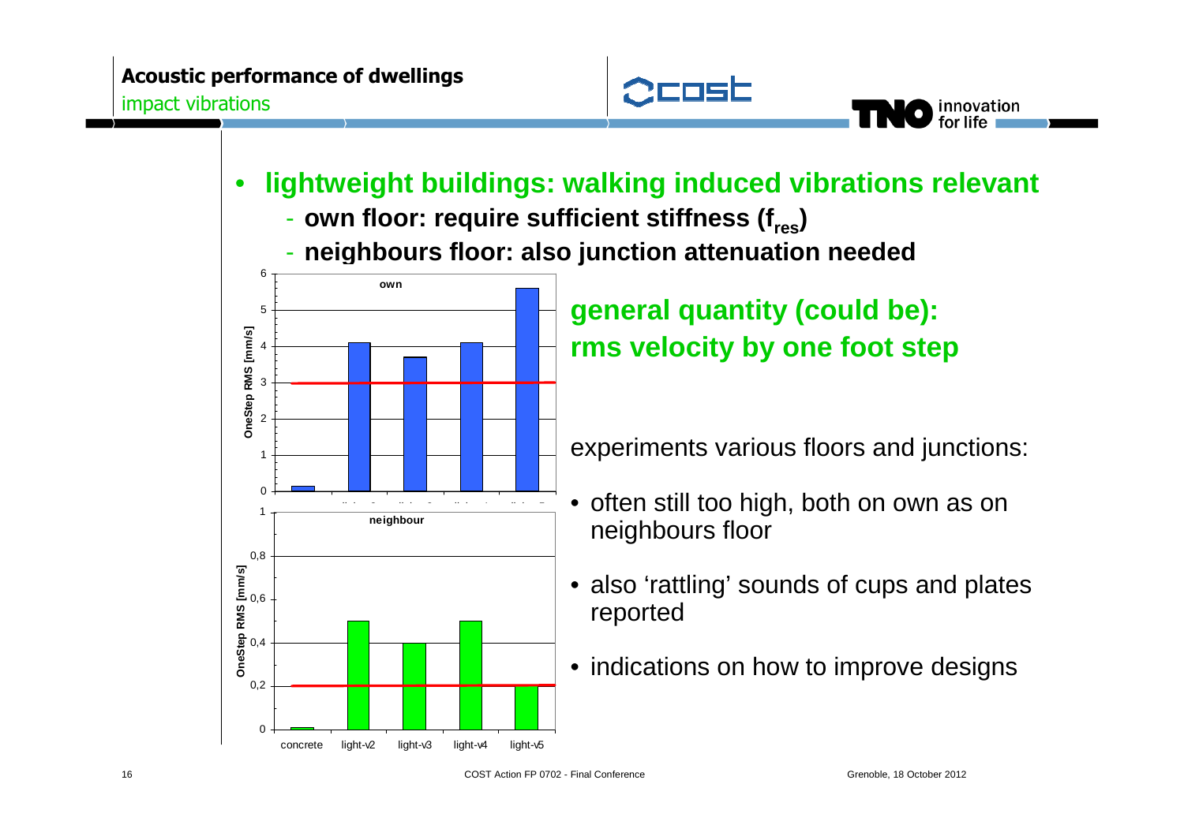## Acoustic performance of dwellings

impact vibrations

- **lightweight buildings: walking induced vibrations relevant**
  - **own floor: require sufficient stiffness ($f_{res}$)**
  - **neighbours floor: also junction attenuation needed**

**own**

| | concrete | light-v2 | light-v3 | light-v4 | light-v5 |
|---|---|---|---|---|---|
| OneStep RMS [mm/s] | ~0.15 | ~4.1 | ~3.7 | ~4.1 | ~5.6 |

**neighbour**

| | concrete | light-v2 | light-v3 | light-v4 | light-v5 |
|---|---|---|---|---|---|
| OneStep RMS [mm/s] | ~0.01 | ~0.5 | ~0.4 | ~0.5 | ~0.2 |

### general quantity (could be): rms velocity by one foot step

experiments various floors and junctions:

- often still too high, both on own as on neighbours floor
- also 'rattling' sounds of cups and plates reported
- indications on how to improve designs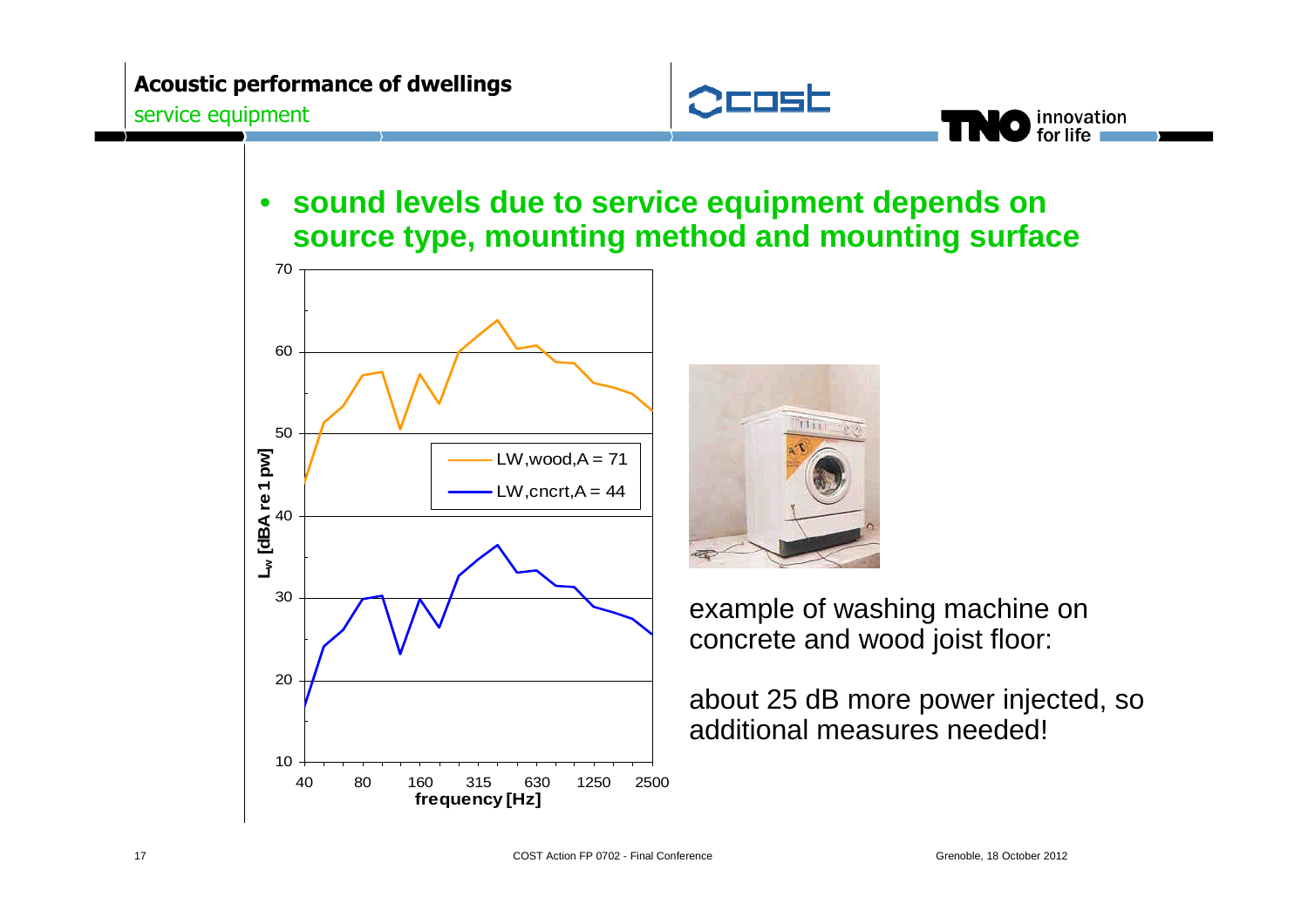# Acoustic performance of dwellings

## service equipment

- **sound levels due to service equipment depends on source type, mounting method and mounting surface**

example of washing machine on concrete and wood joist floor:

about 25 dB more power injected, so additional measures needed!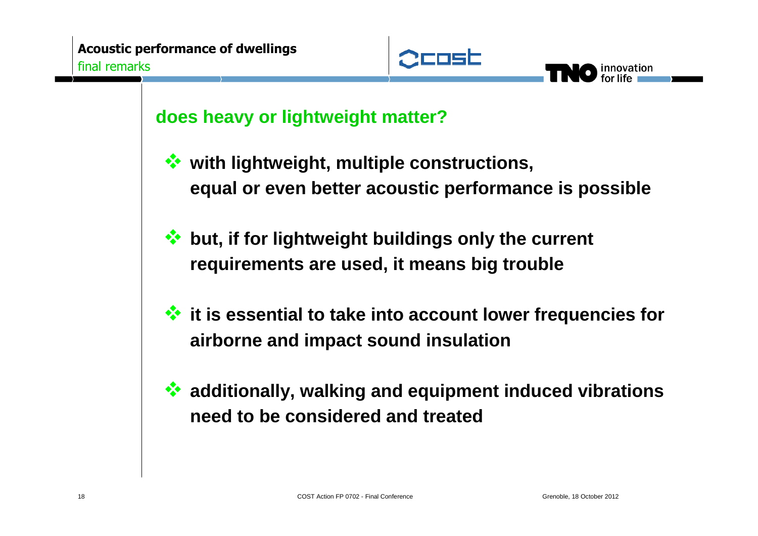## does heavy or lightweight matter?

- with lightweight, multiple constructions, equal or even better acoustic performance is possible
- but, if for lightweight buildings only the current requirements are used, it means big trouble
- it is essential to take into account lower frequencies for airborne and impact sound insulation
- additionally, walking and equipment induced vibrations need to be considered and treated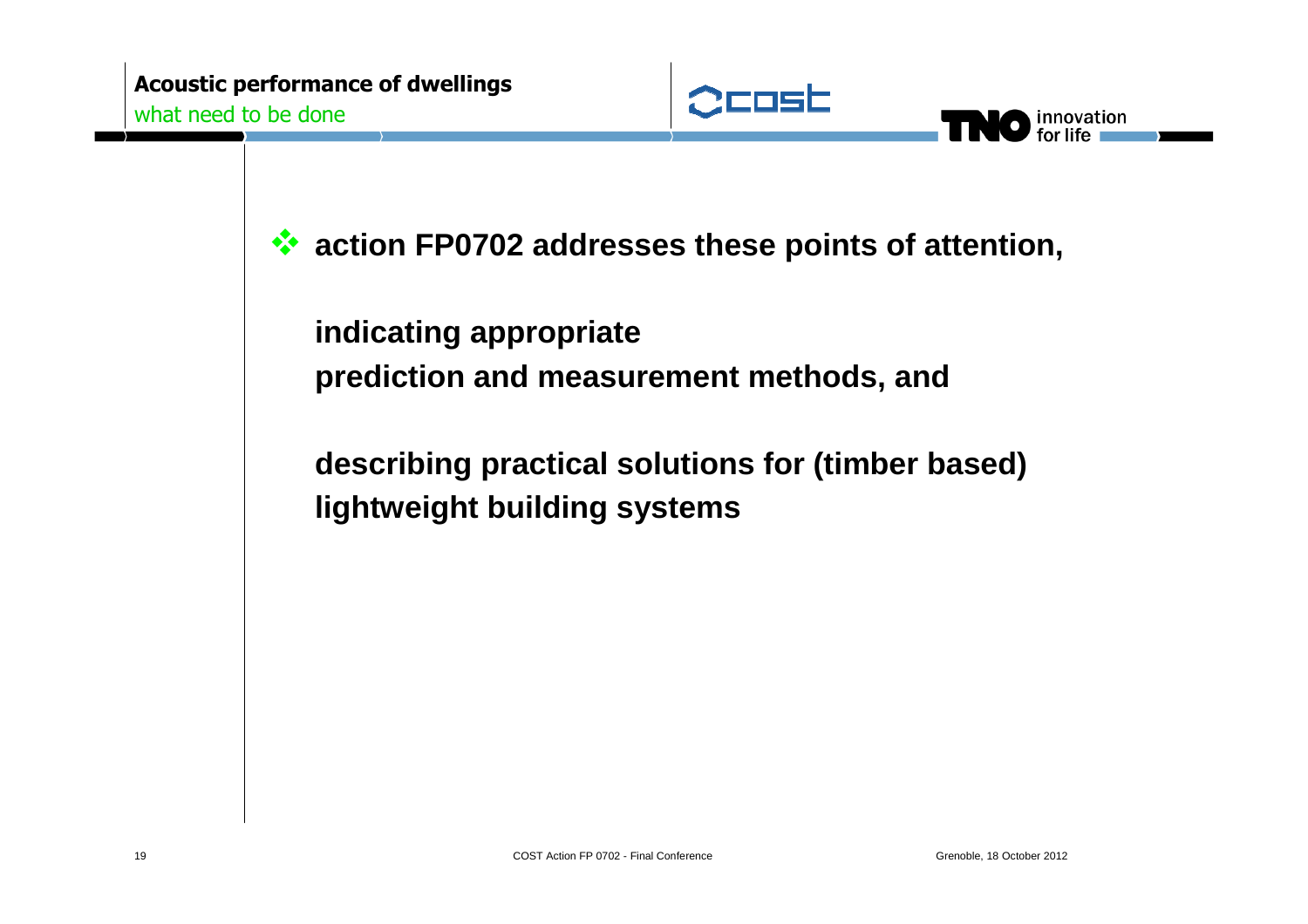## Acoustic performance of dwellings

what need to be done

- **action FP0702 addresses these points of attention,**

  **indicating appropriate**
  **prediction and measurement methods, and**

  **describing practical solutions for (timber based)**
  **lightweight building systems**